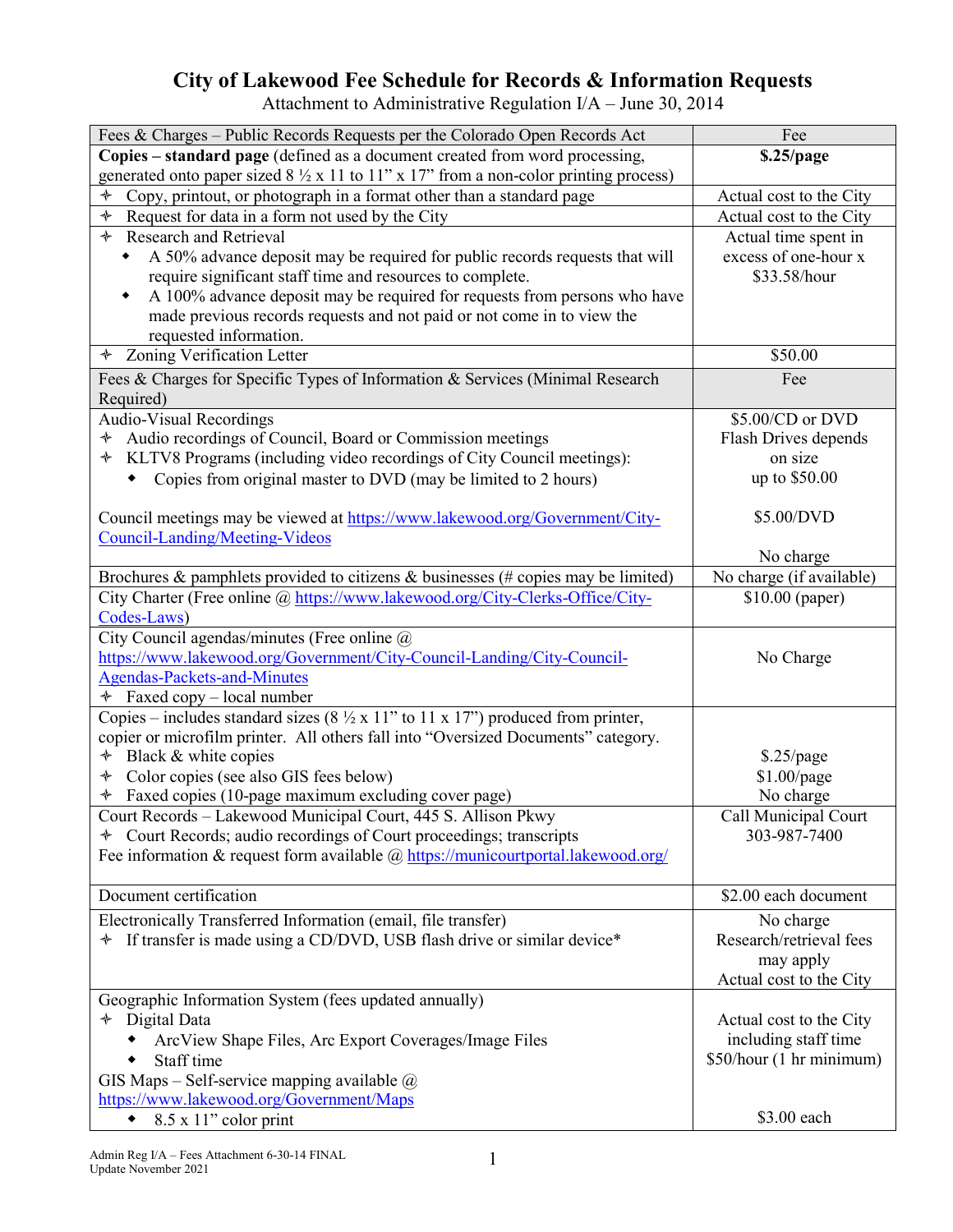# City of Lakewood Fee Schedule for Records & Information Requests

Attachment to Administrative Regulation I/A – June 30, 2014

| Fees & Charges – Public Records Requests per the Colorado Open Records Act | Fee |
|---|---|
| **Copies – standard page** (defined as a document created from word processing, generated onto paper sized 8 ½ x 11 to 11" x 17" from a non-color printing process) | **$.25/page** |
| ✧ Copy, printout, or photograph in a format other than a standard page | Actual cost to the City |
| ✧ Request for data in a form not used by the City | Actual cost to the City |
| ✧ Research and Retrieval<br>◆ A 50% advance deposit may be required for public records requests that will require significant staff time and resources to complete.<br>◆ A 100% advance deposit may be required for requests from persons who have made previous records requests and not paid or not come in to view the requested information. | Actual time spent in excess of one-hour x $33.58/hour |
| ✧ Zoning Verification Letter | $50.00 |
| **Fees & Charges for Specific Types of Information & Services (Minimal Research Required)** | **Fee** |
| Audio-Visual Recordings<br>✧ Audio recordings of Council, Board or Commission meetings<br>✧ KLTV8 Programs (including video recordings of City Council meetings):<br>◆ Copies from original master to DVD (may be limited to 2 hours)<br><br>Council meetings may be viewed at https://www.lakewood.org/Government/City-Council-Landing/Meeting-Videos | $5.00/CD or DVD<br>Flash Drives depends on size up to $50.00<br><br>$5.00/DVD<br><br>No charge |
| Brochures & pamphlets provided to citizens & businesses (# copies may be limited) | No charge (if available) |
| City Charter (Free online @ https://www.lakewood.org/City-Clerks-Office/City-Codes-Laws) | $10.00 (paper) |
| City Council agendas/minutes (Free online @ https://www.lakewood.org/Government/City-Council-Landing/City-Council-Agendas-Packets-and-Minutes<br>✧ Faxed copy – local number | No Charge |
| Copies – includes standard sizes (8 ½ x 11" to 11 x 17") produced from printer, copier or microfilm printer. All others fall into "Oversized Documents" category.<br>✧ Black & white copies<br>✧ Color copies (see also GIS fees below)<br>✧ Faxed copies (10-page maximum excluding cover page) | <br><br>$.25/page<br>$1.00/page<br>No charge |
| Court Records – Lakewood Municipal Court, 445 S. Allison Pkwy<br>✧ Court Records; audio recordings of Court proceedings; transcripts<br>Fee information & request form available @ https://municourtportal.lakewood.org/ | Call Municipal Court 303-987-7400 |
| Document certification | $2.00 each document |
| Electronically Transferred Information (email, file transfer)<br>✧ If transfer is made using a CD/DVD, USB flash drive or similar device* | No charge<br>Research/retrieval fees may apply<br>Actual cost to the City |
| Geographic Information System (fees updated annually)<br>✧ Digital Data<br>◆ ArcView Shape Files, Arc Export Coverages/Image Files<br>◆ Staff time<br>GIS Maps – Self-service mapping available @ https://www.lakewood.org/Government/Maps<br>◆ 8.5 x 11" color print | <br><br>Actual cost to the City including staff time<br>$50/hour (1 hr minimum)<br><br><br>$3.00 each |

Admin Reg I/A – Fees Attachment 6-30-14 FINAL
Update November 2021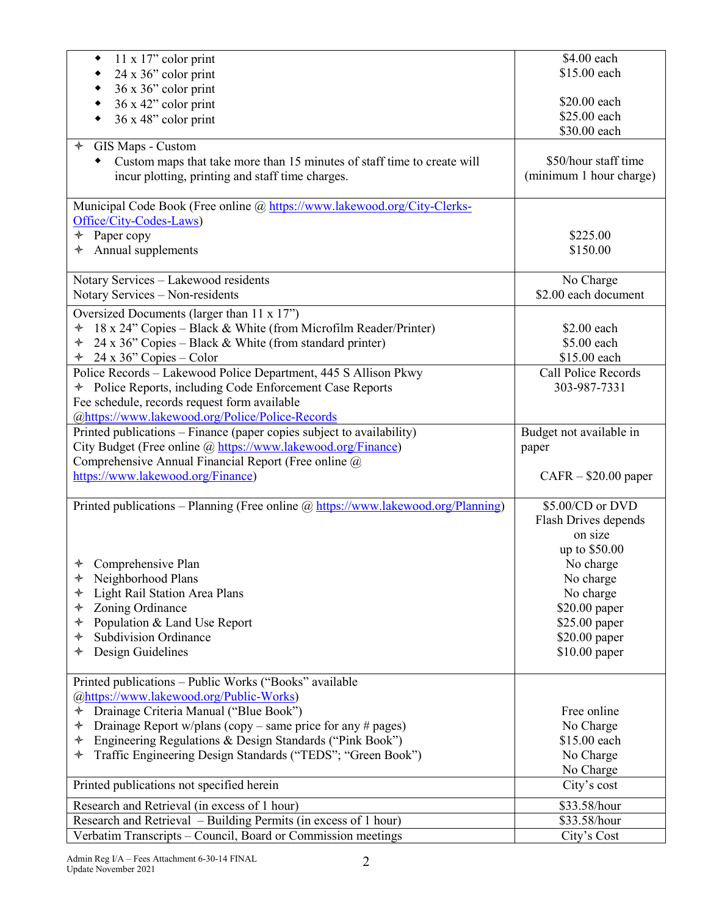| | |
|---|---|
| ◆ 11 x 17" color print<br>◆ 24 x 36" color print<br>◆ 36 x 36" color print<br>◆ 36 x 42" color print<br>◆ 36 x 48" color print | $4.00 each<br>$15.00 each<br><br>$20.00 each<br>$25.00 each<br>$30.00 each |
| ✧ GIS Maps - Custom<br>◆ Custom maps that take more than 15 minutes of staff time to create will incur plotting, printing and staff time charges. | $50/hour staff time<br>(minimum 1 hour charge) |
| Municipal Code Book (Free online @ https://www.lakewood.org/City-Clerks-Office/City-Codes-Laws)<br>✧ Paper copy<br>✧ Annual supplements | <br><br>$225.00<br>$150.00 |
| Notary Services – Lakewood residents<br>Notary Services – Non-residents | No Charge<br>$2.00 each document |
| Oversized Documents (larger than 11 x 17")<br>✧ 18 x 24" Copies – Black & White (from Microfilm Reader/Printer)<br>✧ 24 x 36" Copies – Black & White (from standard printer)<br>✧ 24 x 36" Copies – Color | <br>$2.00 each<br>$5.00 each<br>$15.00 each |
| Police Records – Lakewood Police Department, 445 S Allison Pkwy<br>✧ Police Reports, including Code Enforcement Case Reports<br>Fee schedule, records request form available @https://www.lakewood.org/Police/Police-Records | Call Police Records<br>303-987-7331 |
| Printed publications – Finance (paper copies subject to availability)<br>City Budget (Free online @ https://www.lakewood.org/Finance)<br>Comprehensive Annual Financial Report (Free online @ https://www.lakewood.org/Finance) | Budget not available in paper<br><br>CAFR – $20.00 paper |
| Printed publications – Planning (Free online @ https://www.lakewood.org/Planning)<br><br><br><br>✧ Comprehensive Plan<br>✧ Neighborhood Plans<br>✧ Light Rail Station Area Plans<br>✧ Zoning Ordinance<br>✧ Population & Land Use Report<br>✧ Subdivision Ordinance<br>✧ Design Guidelines | $5.00/CD or DVD<br>Flash Drives depends on size<br>up to $50.00<br>No charge<br>No charge<br>No charge<br>$20.00 paper<br>$25.00 paper<br>$20.00 paper<br>$10.00 paper |
| Printed publications – Public Works ("Books" available @https://www.lakewood.org/Public-Works)<br>✧ Drainage Criteria Manual ("Blue Book")<br>✧ Drainage Report w/plans (copy – same price for any # pages)<br>✧ Engineering Regulations & Design Standards ("Pink Book")<br>✧ Traffic Engineering Design Standards ("TEDS"; "Green Book") | <br><br>Free online<br>No Charge<br>$15.00 each<br>No Charge<br>No Charge |
| Printed publications not specified herein | City's cost |
| Research and Retrieval (in excess of 1 hour) | $33.58/hour |
| Research and Retrieval – Building Permits (in excess of 1 hour) | $33.58/hour |
| Verbatim Transcripts – Council, Board or Commission meetings | City's Cost |

Admin Reg I/A – Fees Attachment 6-30-14 FINAL
Update November 2021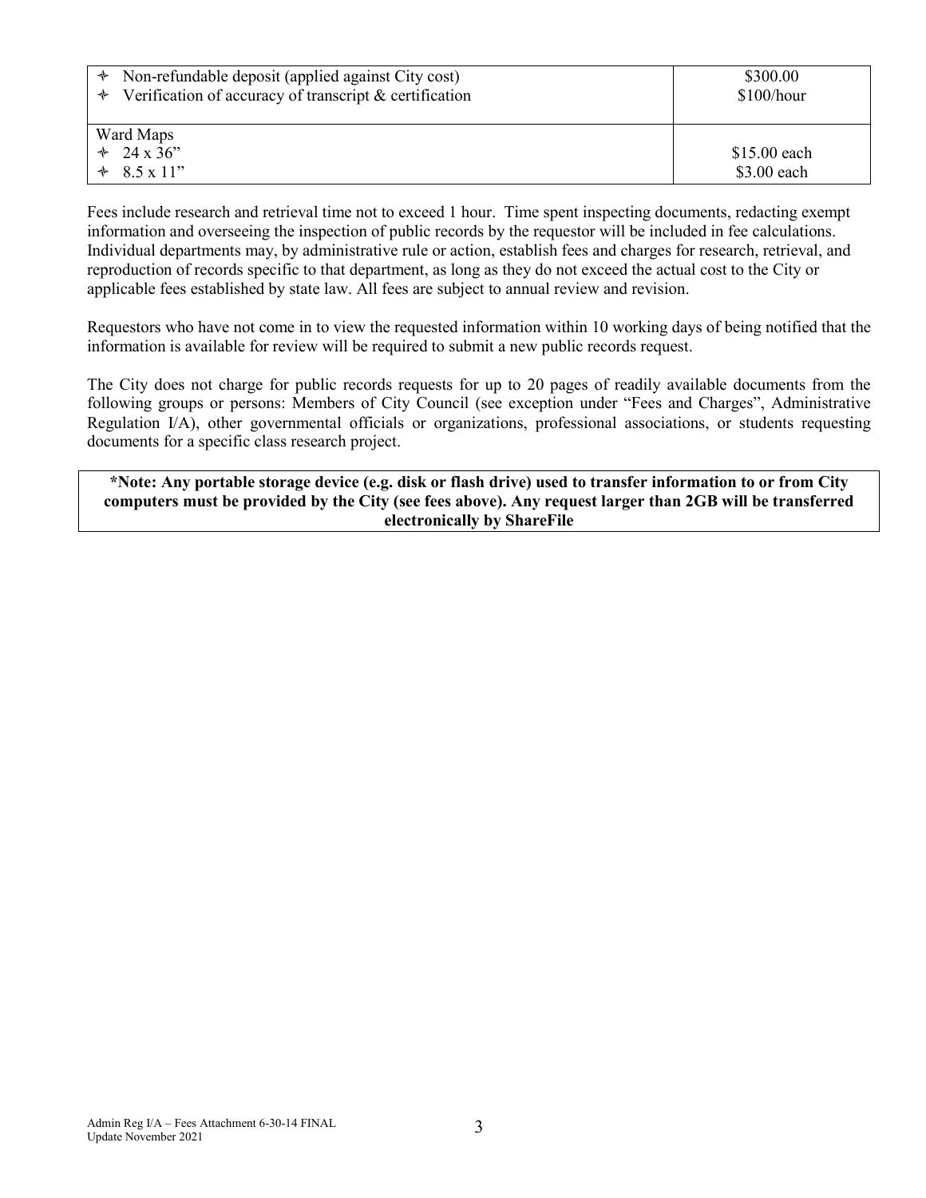| | |
|---|---|
| ✧ Non-refundable deposit (applied against City cost) | $300.00 |
| ✧ Verification of accuracy of transcript & certification | $100/hour |
| Ward Maps | |
| ✧ 24 x 36" | $15.00 each |
| ✧ 8.5 x 11" | $3.00 each |

Fees include research and retrieval time not to exceed 1 hour. Time spent inspecting documents, redacting exempt information and overseeing the inspection of public records by the requestor will be included in fee calculations. Individual departments may, by administrative rule or action, establish fees and charges for research, retrieval, and reproduction of records specific to that department, as long as they do not exceed the actual cost to the City or applicable fees established by state law. All fees are subject to annual review and revision.

Requestors who have not come in to view the requested information within 10 working days of being notified that the information is available for review will be required to submit a new public records request.

The City does not charge for public records requests for up to 20 pages of readily available documents from the following groups or persons: Members of City Council (see exception under "Fees and Charges", Administrative Regulation I/A), other governmental officials or organizations, professional associations, or students requesting documents for a specific class research project.

**\*Note: Any portable storage device (e.g. disk or flash drive) used to transfer information to or from City computers must be provided by the City (see fees above). Any request larger than 2GB will be transferred electronically by ShareFile**